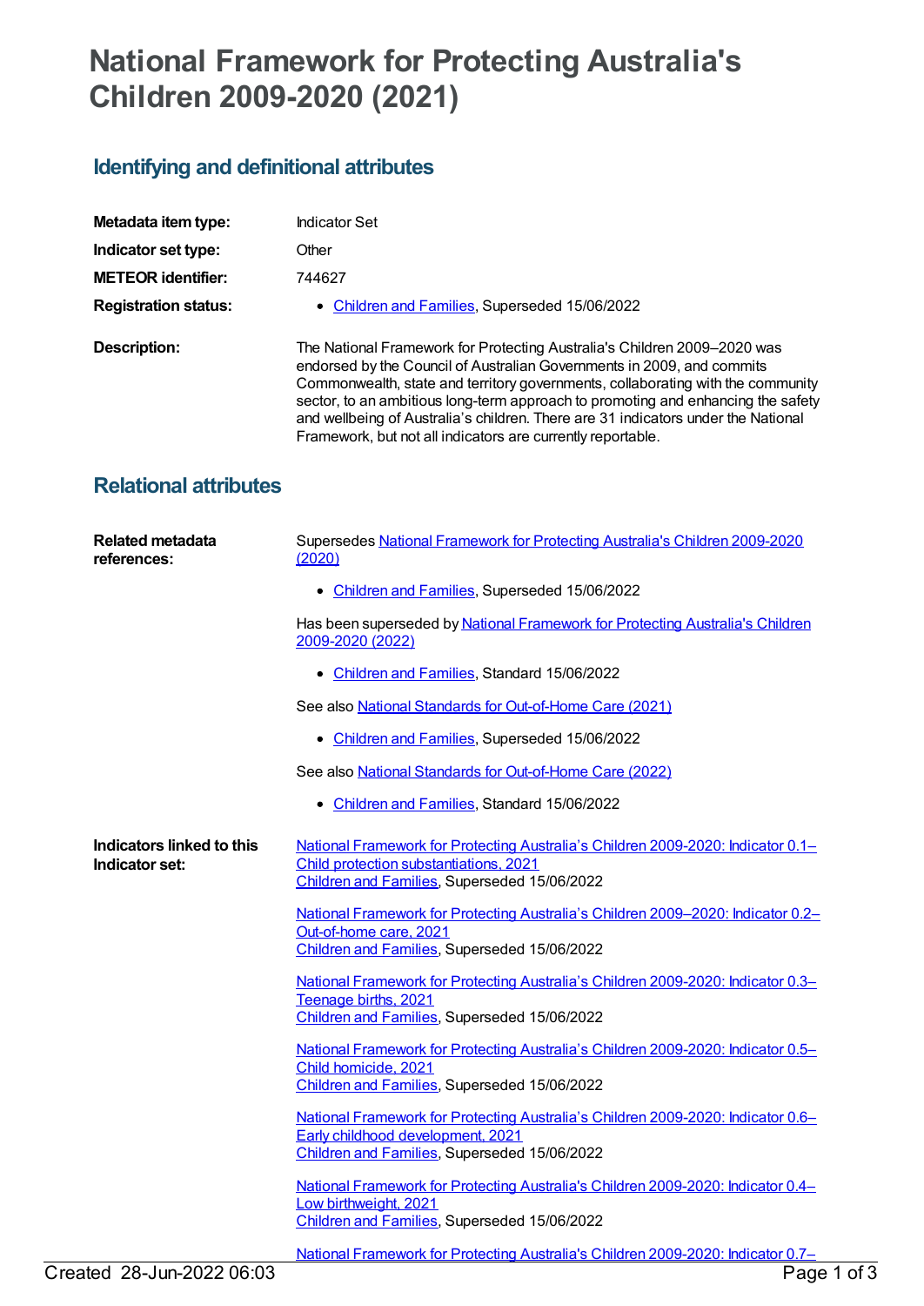# National Framework for Protecting Australia's Children 2009-2020 (2021)

## Identifying and definitional attributes

| | |
|---|---|
| **Metadata item type:** | Indicator Set |
| **Indicator set type:** | Other |
| **METEOR identifier:** | 744627 |
| **Registration status:** | • Children and Families, Superseded 15/06/2022 |
| **Description:** | The National Framework for Protecting Australia's Children 2009–2020 was endorsed by the Council of Australian Governments in 2009, and commits Commonwealth, state and territory governments, collaborating with the community sector, to an ambitious long-term approach to promoting and enhancing the safety and wellbeing of Australia's children. There are 31 indicators under the National Framework, but not all indicators are currently reportable. |

## Relational attributes

**Related metadata references:**

Supersedes National Framework for Protecting Australia's Children 2009-2020 (2020)

- Children and Families, Superseded 15/06/2022

Has been superseded by National Framework for Protecting Australia's Children 2009-2020 (2022)

- Children and Families, Standard 15/06/2022

See also National Standards for Out-of-Home Care (2021)

- Children and Families, Superseded 15/06/2022

See also National Standards for Out-of-Home Care (2022)

- Children and Families, Standard 15/06/2022

**Indicators linked to this Indicator set:**

National Framework for Protecting Australia's Children 2009-2020: Indicator 0.1–Child protection substantiations, 2021
Children and Families, Superseded 15/06/2022

National Framework for Protecting Australia's Children 2009–2020: Indicator 0.2–Out-of-home care, 2021
Children and Families, Superseded 15/06/2022

National Framework for Protecting Australia's Children 2009-2020: Indicator 0.3–Teenage births, 2021
Children and Families, Superseded 15/06/2022

National Framework for Protecting Australia's Children 2009-2020: Indicator 0.5–Child homicide, 2021
Children and Families, Superseded 15/06/2022

National Framework for Protecting Australia's Children 2009-2020: Indicator 0.6–Early childhood development, 2021
Children and Families, Superseded 15/06/2022

National Framework for Protecting Australia's Children 2009-2020: Indicator 0.4–Low birthweight, 2021
Children and Families, Superseded 15/06/2022

National Framework for Protecting Australia's Children 2009-2020: Indicator 0.7–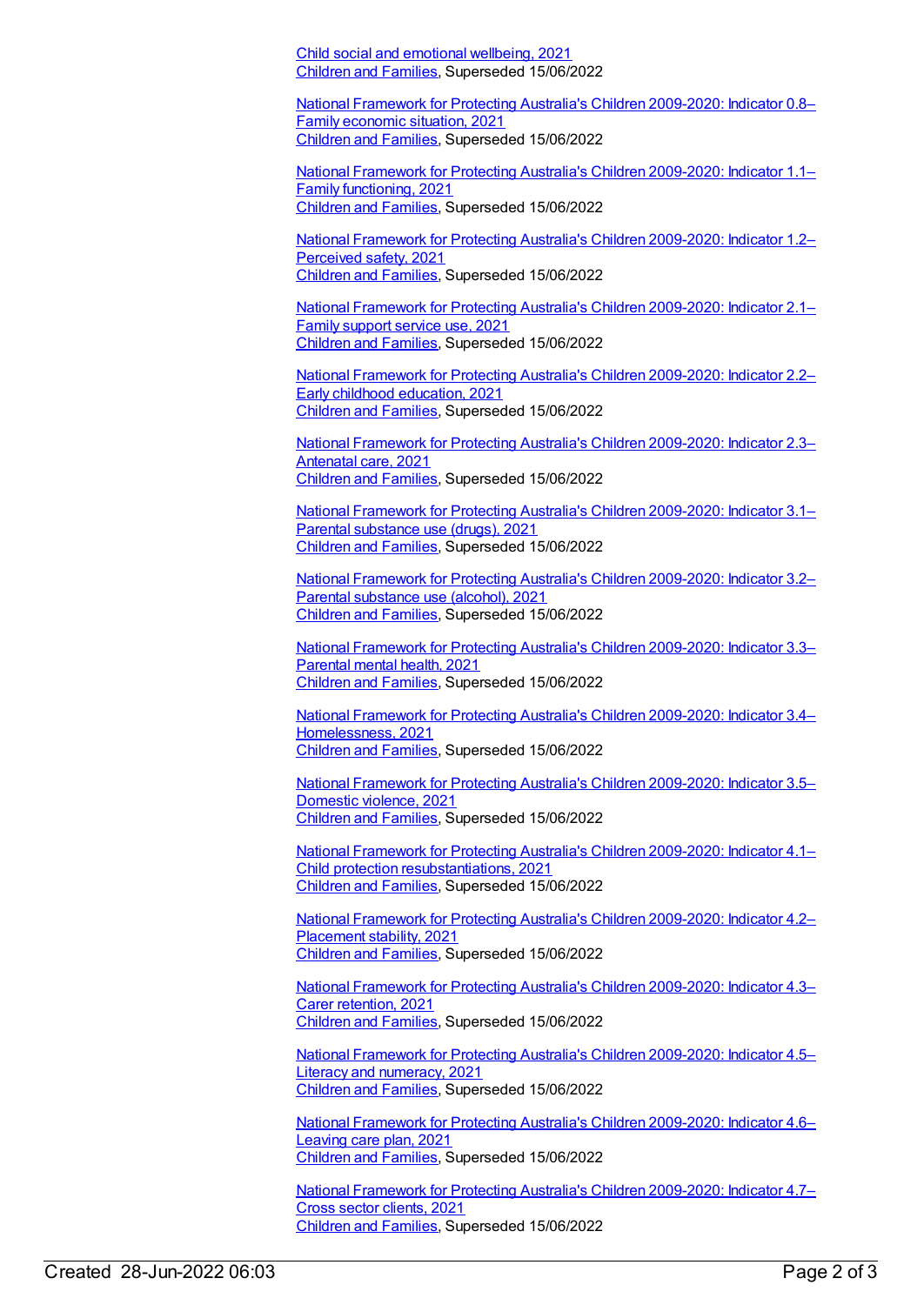Child social and emotional wellbeing, 2021
Children and Families, Superseded 15/06/2022

National Framework for Protecting Australia's Children 2009-2020: Indicator 0.8–Family economic situation, 2021
Children and Families, Superseded 15/06/2022

National Framework for Protecting Australia's Children 2009-2020: Indicator 1.1–Family functioning, 2021
Children and Families, Superseded 15/06/2022

National Framework for Protecting Australia's Children 2009-2020: Indicator 1.2–Perceived safety, 2021
Children and Families, Superseded 15/06/2022

National Framework for Protecting Australia's Children 2009-2020: Indicator 2.1–Family support service use, 2021
Children and Families, Superseded 15/06/2022

National Framework for Protecting Australia's Children 2009-2020: Indicator 2.2–Early childhood education, 2021
Children and Families, Superseded 15/06/2022

National Framework for Protecting Australia's Children 2009-2020: Indicator 2.3–Antenatal care, 2021
Children and Families, Superseded 15/06/2022

National Framework for Protecting Australia's Children 2009-2020: Indicator 3.1–Parental substance use (drugs), 2021
Children and Families, Superseded 15/06/2022

National Framework for Protecting Australia's Children 2009-2020: Indicator 3.2–Parental substance use (alcohol), 2021
Children and Families, Superseded 15/06/2022

National Framework for Protecting Australia's Children 2009-2020: Indicator 3.3–Parental mental health, 2021
Children and Families, Superseded 15/06/2022

National Framework for Protecting Australia's Children 2009-2020: Indicator 3.4–Homelessness, 2021
Children and Families, Superseded 15/06/2022

National Framework for Protecting Australia's Children 2009-2020: Indicator 3.5–Domestic violence, 2021
Children and Families, Superseded 15/06/2022

National Framework for Protecting Australia's Children 2009-2020: Indicator 4.1–Child protection resubstantiations, 2021
Children and Families, Superseded 15/06/2022

National Framework for Protecting Australia's Children 2009-2020: Indicator 4.2–Placement stability, 2021
Children and Families, Superseded 15/06/2022

National Framework for Protecting Australia's Children 2009-2020: Indicator 4.3–Carer retention, 2021
Children and Families, Superseded 15/06/2022

National Framework for Protecting Australia's Children 2009-2020: Indicator 4.5–Literacy and numeracy, 2021
Children and Families, Superseded 15/06/2022

National Framework for Protecting Australia's Children 2009-2020: Indicator 4.6–Leaving care plan, 2021
Children and Families, Superseded 15/06/2022

National Framework for Protecting Australia's Children 2009-2020: Indicator 4.7–Cross sector clients, 2021
Children and Families, Superseded 15/06/2022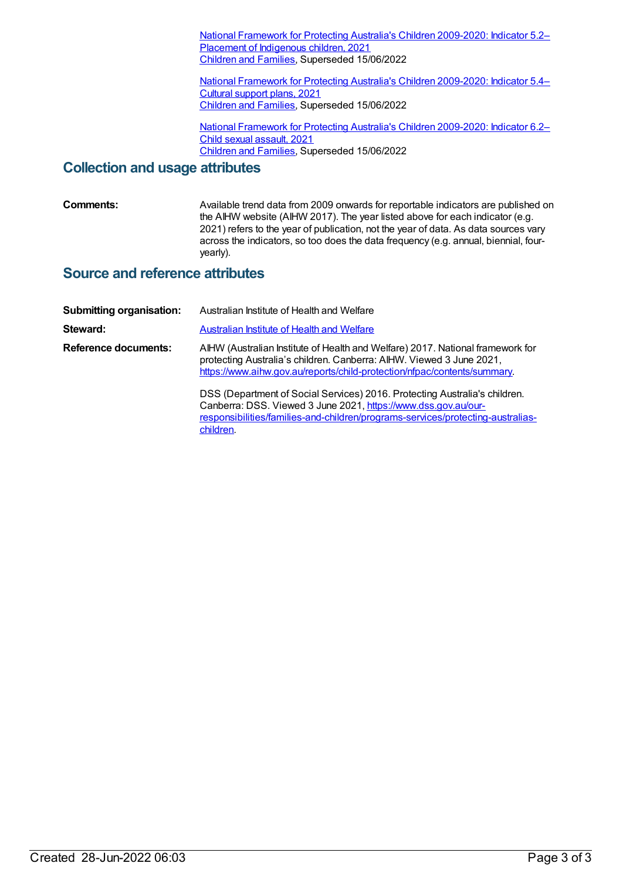National Framework for Protecting Australia's Children 2009-2020: Indicator 5.2–Placement of Indigenous children, 2021
Children and Families, Superseded 15/06/2022

National Framework for Protecting Australia's Children 2009-2020: Indicator 5.4–Cultural support plans, 2021
Children and Families, Superseded 15/06/2022

National Framework for Protecting Australia's Children 2009-2020: Indicator 6.2–Child sexual assault, 2021
Children and Families, Superseded 15/06/2022

## Collection and usage attributes

**Comments:** Available trend data from 2009 onwards for reportable indicators are published on the AIHW website (AIHW 2017). The year listed above for each indicator (e.g. 2021) refers to the year of publication, not the year of data. As data sources vary across the indicators, so too does the data frequency (e.g. annual, biennial, four-yearly).

## Source and reference attributes

**Submitting organisation:** Australian Institute of Health and Welfare

**Steward:** Australian Institute of Health and Welfare

**Reference documents:** AIHW (Australian Institute of Health and Welfare) 2017. National framework for protecting Australia's children. Canberra: AIHW. Viewed 3 June 2021, https://www.aihw.gov.au/reports/child-protection/nfpac/contents/summary.

DSS (Department of Social Services) 2016. Protecting Australia's children. Canberra: DSS. Viewed 3 June 2021, https://www.dss.gov.au/our-responsibilities/families-and-children/programs-services/protecting-australias-children.